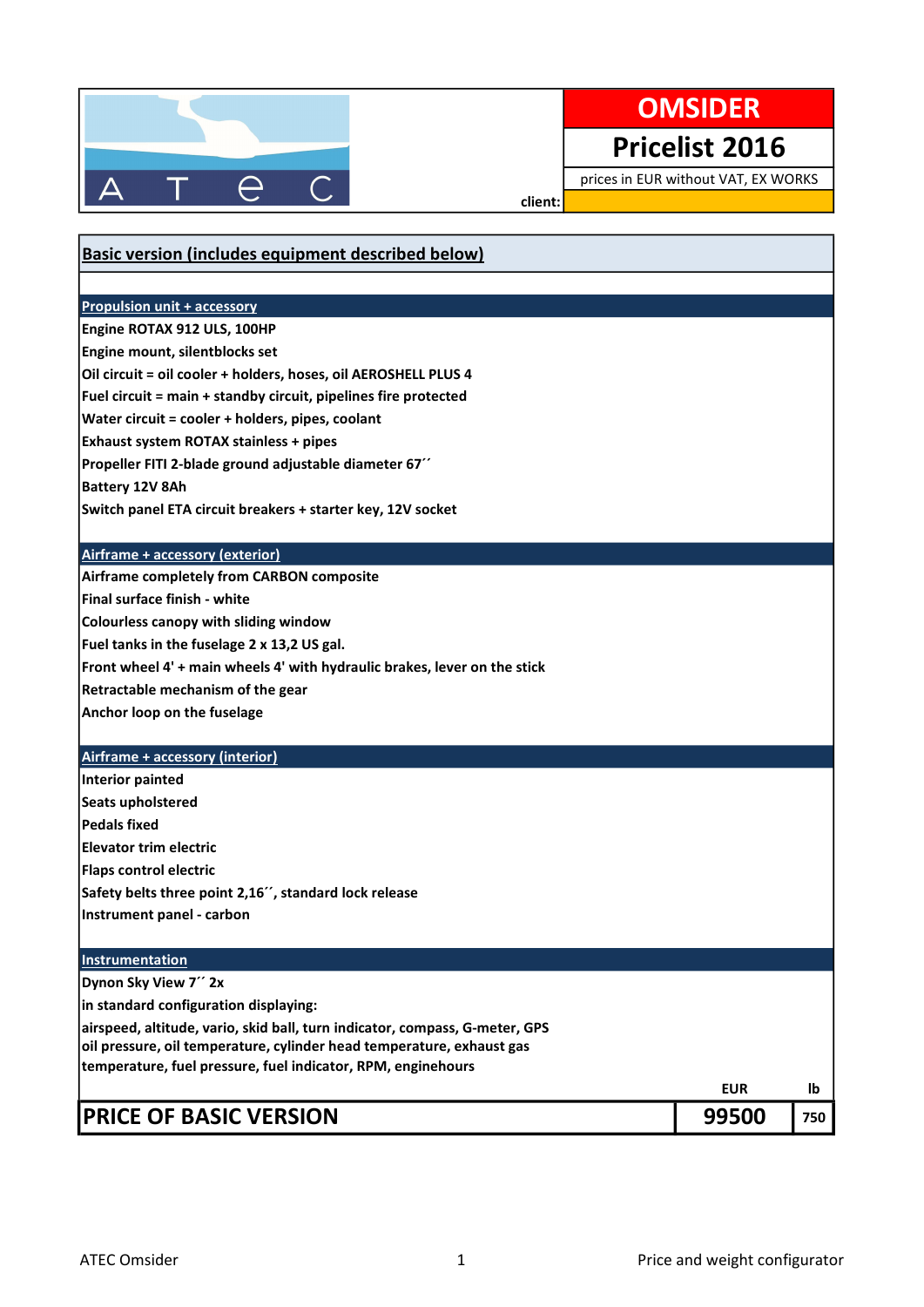# OMSIDER

## Pricelist 2016

prices in EUR without VAT, EX WORKS

client:

## Basic version (includes equipment described below)

### Propulsion unit + accessory

**Engine ROTAX 912 ULS, 100HP**
**Engine mount, silentblocks set**
**Oil circuit = oil cooler + holders, hoses, oil AEROSHELL PLUS 4**
**Fuel circuit = main + standby circuit, pipelines fire protected**
**Water circuit = cooler + holders, pipes, coolant**
**Exhaust system ROTAX stainless + pipes**
**Propeller FITI 2-blade ground adjustable diameter 67´´**
**Battery 12V 8Ah**
**Switch panel ETA circuit breakers + starter key, 12V socket**

### Airframe + accessory (exterior)

**Airframe completely from CARBON composite**
**Final surface finish - white**
**Colourless canopy with sliding window**
**Fuel tanks in the fuselage 2 x 13,2 US gal.**
**Front wheel 4' + main wheels 4' with hydraulic brakes, lever on the stick**
**Retractable mechanism of the gear**
**Anchor loop on the fuselage**

### Airframe + accessory (interior)

**Interior painted**
**Seats upholstered**
**Pedals fixed**
**Elevator trim electric**
**Flaps control electric**
**Safety belts three point 2,16´´, standard lock release**
**Instrument panel - carbon**

### Instrumentation

**Dynon Sky View 7´´ 2x**
**in standard configuration displaying:**
**airspeed, altitude, vario, skid ball, turn indicator, compass, G-meter, GPS**
**oil pressure, oil temperature, cylinder head temperature, exhaust gas temperature, fuel pressure, fuel indicator, RPM, enginehours**

| | EUR | lb |
|---|---|---|
| **PRICE OF BASIC VERSION** | **99500** | **750** |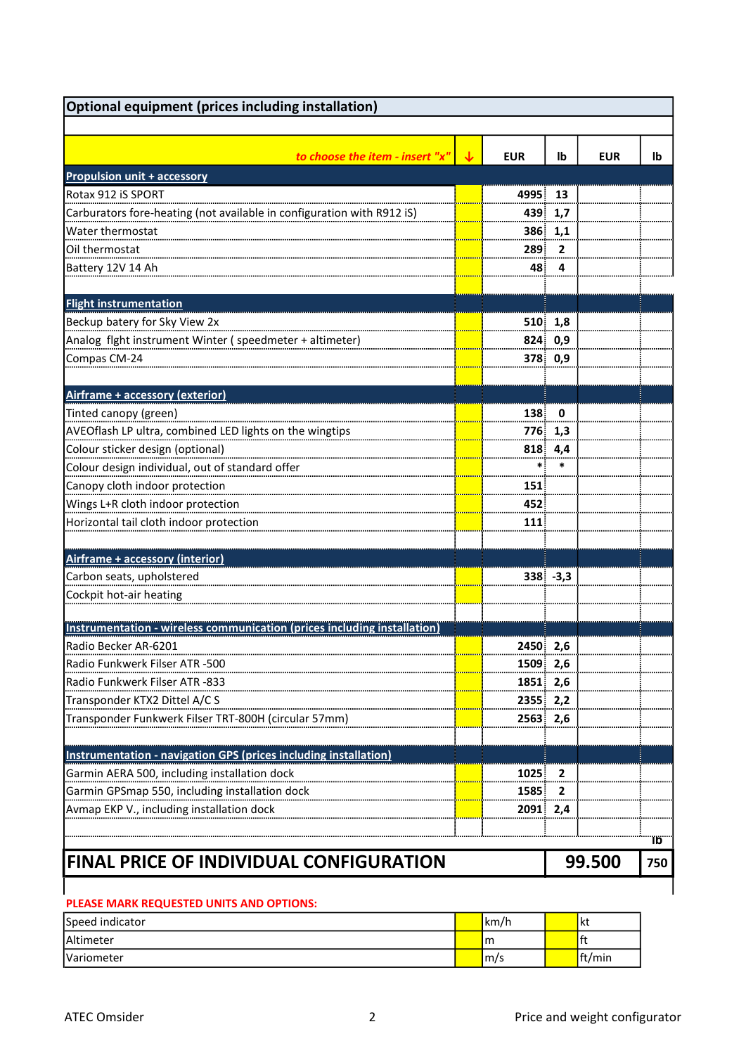| Optional equipment (prices including installation) | | | | | |
|---|---|---|---|---|---|
| *to choose the item - insert "x"* | ↓ | **EUR** | **lb** | **EUR** | **lb** |
| **Propulsion unit + accessory** | | | | | |
| Rotax 912 iS SPORT | | 4995 | 13 | | |
| Carburators fore-heating (not available in configuration with R912 iS) | | 439 | 1,7 | | |
| Water thermostat | | 386 | 1,1 | | |
| Oil thermostat | | 289 | 2 | | |
| Battery 12V 14 Ah | | 48 | 4 | | |
| **Flight instrumentation** | | | | | |
| Beckup batery for Sky View 2x | | 510 | 1,8 | | |
| Analog flght instrument Winter ( speedmeter + altimeter) | | 824 | 0,9 | | |
| Compas CM-24 | | 378 | 0,9 | | |
| **Airframe + accessory (exterior)** | | | | | |
| Tinted canopy (green) | | 138 | 0 | | |
| AVEOflash LP ultra, combined LED lights on the wingtips | | 776 | 1,3 | | |
| Colour sticker design (optional) | | 818 | 4,4 | | |
| Colour design individual, out of standard offer | | * | * | | |
| Canopy cloth indoor protection | | 151 | | | |
| Wings L+R cloth indoor protection | | 452 | | | |
| Horizontal tail cloth indoor protection | | 111 | | | |
| **Airframe + accessory (interior)** | | | | | |
| Carbon seats, upholstered | | 338 | -3,3 | | |
| Cockpit hot-air heating | | | | | |
| **Instrumentation - wireless communication (prices including installation)** | | | | | |
| Radio Becker AR-6201 | | 2450 | 2,6 | | |
| Radio Funkwerk Filser ATR -500 | | 1509 | 2,6 | | |
| Radio Funkwerk Filser ATR -833 | | 1851 | 2,6 | | |
| Transponder KTX2 Dittel A/C S | | 2355 | 2,2 | | |
| Transponder Funkwerk Filser TRT-800H (circular 57mm) | | 2563 | 2,6 | | |
| **Instrumentation - navigation GPS (prices including installation)** | | | | | |
| Garmin AERA 500, including installation dock | | 1025 | 2 | | |
| Garmin GPSmap 550, including installation dock | | 1585 | 2 | | |
| Avmap EKP V., including installation dock | | 2091 | 2,4 | | |
| | | | | | lb |
| **FINAL PRICE OF INDIVIDUAL CONFIGURATION** | | | | **99.500** | **750** |

**PLEASE MARK REQUESTED UNITS AND OPTIONS:**

| | | | | |
|---|---|---|---|---|
| Speed indicator | | km/h | | kt |
| Altimeter | | m | | ft |
| Variometer | | m/s | | ft/min |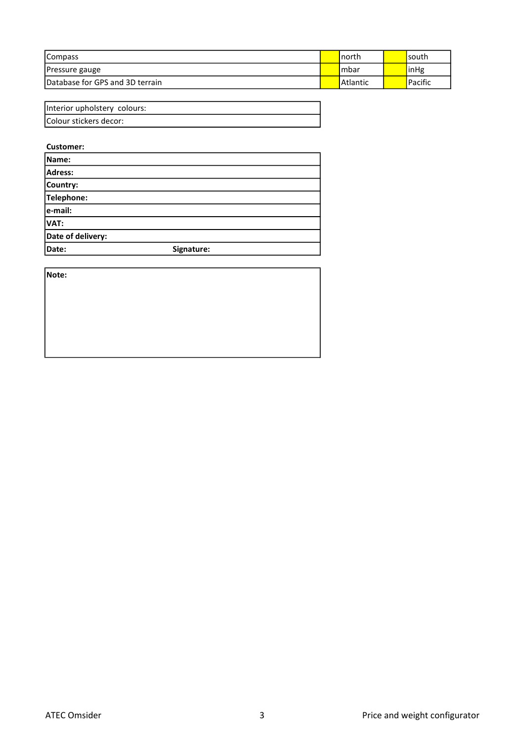| | | | | |
|---|---|---|---|---|
| Compass | | north | | south |
| Pressure gauge | | mbar | | inHg |
| Database for GPS and 3D terrain | | Atlantic | | Pacific |

| |
|---|
| Interior upholstery colours: |
| Colour stickers decor: |

**Customer:**

| | |
|---|---|
| **Name:** | |
| **Adress:** | |
| **Country:** | |
| **Telephone:** | |
| **e-mail:** | |
| **VAT:** | |
| **Date of delivery:** | |
| **Date:** | **Signature:** |

| |
|---|
| **Note:** |